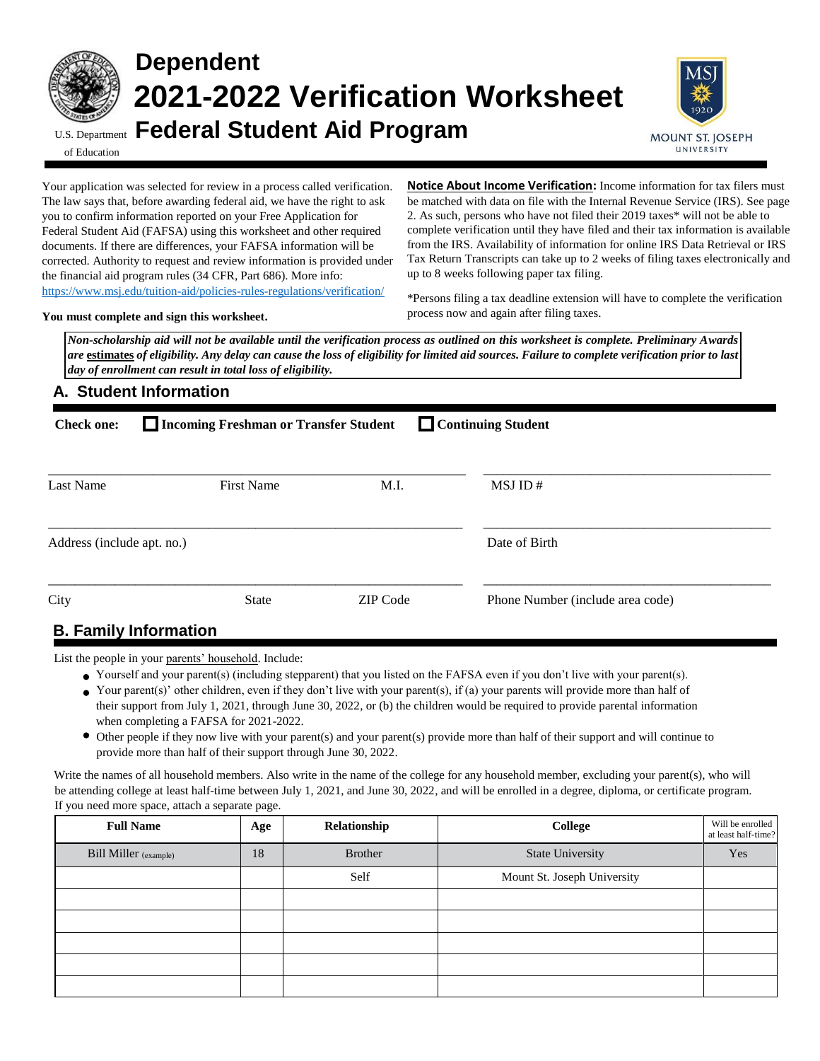U.S. Department of Education

# Dependent 2021-2022 Verification Worksheet Federal Student Aid Program

MOUNT ST. JOSEPH UNIVERSITY

Your application was selected for review in a process called verification. The law says that, before awarding federal aid, we have the right to ask you to confirm information reported on your Free Application for Federal Student Aid (FAFSA) using this worksheet and other required documents. If there are differences, your FAFSA information will be corrected. Authority to request and review information is provided under the financial aid program rules (34 CFR, Part 686). More info: https://www.msj.edu/tuition-aid/policies-rules-regulations/verification/

**You must complete and sign this worksheet.**

**Notice About Income Verification:** Income information for tax filers must be matched with data on file with the Internal Revenue Service (IRS). See page 2. As such, persons who have not filed their 2019 taxes* will not be able to complete verification until they have filed and their tax information is available from the IRS. Availability of information for online IRS Data Retrieval or IRS Tax Return Transcripts can take up to 2 weeks of filing taxes electronically and up to 8 weeks following paper tax filing.

*Persons filing a tax deadline extension will have to complete the verification process now and again after filing taxes.

***Non-scholarship aid will not be available until the verification process as outlined on this worksheet is complete. Preliminary Awards are estimates of eligibility. Any delay can cause the loss of eligibility for limited aid sources. Failure to complete verification prior to last day of enrollment can result in total loss of eligibility.***

## A. Student Information

**Check one:** ☐ **Incoming Freshman or Transfer Student** ☐ **Continuing Student**

_______________________________________________ _______________________________

Last Name First Name M.I. MSJ ID #

_______________________________________________ _______________________________

Address (include apt. no.) Date of Birth

_______________________________________________ _______________________________

City State ZIP Code Phone Number (include area code)

## B. Family Information

List the people in your parents' household. Include:

- Yourself and your parent(s) (including stepparent) that you listed on the FAFSA even if you don't live with your parent(s).
- Your parent(s)' other children, even if they don't live with your parent(s), if (a) your parents will provide more than half of their support from July 1, 2021, through June 30, 2022, or (b) the children would be required to provide parental information when completing a FAFSA for 2021-2022.
- Other people if they now live with your parent(s) and your parent(s) provide more than half of their support and will continue to provide more than half of their support through June 30, 2022.

Write the names of all household members. Also write in the name of the college for any household member, excluding your parent(s), who will be attending college at least half-time between July 1, 2021, and June 30, 2022, and will be enrolled in a degree, diploma, or certificate program. If you need more space, attach a separate page.

| Full Name | Age | Relationship | College | Will be enrolled at least half-time? |
|---|---|---|---|---|
| Bill Miller (example) | 18 | Brother | State University | Yes |
| | | Self | Mount St. Joseph University | |
| | | | | |
| | | | | |
| | | | | |
| | | | | |
| | | | | |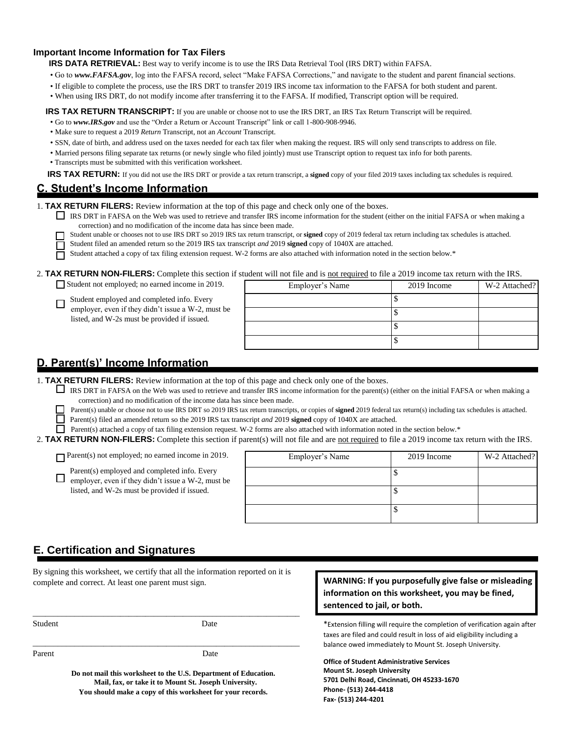### Important Income Information for Tax Filers

**IRS DATA RETRIEVAL:** Best way to verify income is to use the IRS Data Retrieval Tool (IRS DRT) within FAFSA.

- Go to ***www.FAFSA.gov***, log into the FAFSA record, select "Make FAFSA Corrections," and navigate to the student and parent financial sections.
- If eligible to complete the process, use the IRS DRT to transfer 2019 IRS income tax information to the FAFSA for both student and parent.
- When using IRS DRT, do not modify income after transferring it to the FAFSA. If modified, Transcript option will be required.

**IRS TAX RETURN TRANSCRIPT:** If you are unable or choose not to use the IRS DRT, an IRS Tax Return Transcript will be required.

- Go to ***www.IRS.gov*** and use the "Order a Return or Account Transcript" link or call 1-800-908-9946.
- Make sure to request a 2019 *Return* Transcript, not an *Account* Transcript.
- SSN, date of birth, and address used on the taxes needed for each tax filer when making the request. IRS will only send transcripts to address on file.
- Married persons filing separate tax returns (or newly single who filed jointly) must use Transcript option to request tax info for both parents.
- Transcripts must be submitted with this verification worksheet.

**IRS TAX RETURN:** If you did not use the IRS DRT or provide a tax return transcript, a **signed** copy of your filed 2019 taxes including tax schedules is required.

## C. Student's Income Information

1. **TAX RETURN FILERS:** Review information at the top of this page and check only one of the boxes.
   - ☐ IRS DRT in FAFSA on the Web was used to retrieve and transfer IRS income information for the student (either on the initial FAFSA or when making a correction) and no modification of the income data has since been made.
   - ☐ Student unable or chooses not to use IRS DRT so 2019 IRS tax return transcript, or **signed** copy of 2019 federal tax return including tax schedules is attached.
   - ☐ Student filed an amended return so the 2019 IRS tax transcript *and* 2019 **signed** copy of 1040X are attached.
   - ☐ Student attached a copy of tax filing extension request. W-2 forms are also attached with information noted in the section below.*

2. **TAX RETURN NON-FILERS:** Complete this section if student will not file and is not required to file a 2019 income tax return with the IRS.
   - ☐ Student not employed; no earned income in 2019.
   - ☐ Student employed and completed info. Every employer, even if they didn't issue a W-2, must be listed, and W-2s must be provided if issued.

| Employer's Name | 2019 Income | W-2 Attached? |
|---|---|---|
| | $ | |
| | $ | |
| | $ | |
| | $ | |

## D. Parent(s)' Income Information

1. **TAX RETURN FILERS:** Review information at the top of this page and check only one of the boxes.
   - ☐ IRS DRT in FAFSA on the Web was used to retrieve and transfer IRS income information for the parent(s) (either on the initial FAFSA or when making a correction) and no modification of the income data has since been made.
   - ☐ Parent(s) unable or choose not to use IRS DRT so 2019 IRS tax return transcripts, or copies of **signed** 2019 federal tax return(s) including tax schedules is attached.
   - ☐ Parent(s) filed an amended return so the 2019 IRS tax transcript *and* 2019 **signed** copy of 1040X are attached.
   - ☐ Parent(s) attached a copy of tax filing extension request. W-2 forms are also attached with information noted in the section below.*

2. **TAX RETURN NON-FILERS:** Complete this section if parent(s) will not file and are not required to file a 2019 income tax return with the IRS.
   - ☐ Parent(s) not employed; no earned income in 2019.
   - ☐ Parent(s) employed and completed info. Every employer, even if they didn't issue a W-2, must be listed, and W-2s must be provided if issued.

| Employer's Name | 2019 Income | W-2 Attached? |
|---|---|---|
| | $ | |
| | $ | |
| | $ | |

## E. Certification and Signatures

By signing this worksheet, we certify that all the information reported on it is complete and correct. At least one parent must sign.

**WARNING: If you purposefully give false or misleading information on this worksheet, you may be fined, sentenced to jail, or both.**

\_\_\_\_\_\_\_\_\_\_\_\_\_\_\_\_\_\_\_\_\_\_\_\_\_\_\_\_\_\_\_\_\_\_\_\_\_\_\_\_\_\_\_\_\_\_\_\_

Student                                        Date

\_\_\_\_\_\_\_\_\_\_\_\_\_\_\_\_\_\_\_\_\_\_\_\_\_\_\_\_\_\_\_\_\_\_\_\_\_\_\_\_\_\_\_\_\_\_\_\_

Parent                                        Date

*Extension filling will require the completion of verification again after taxes are filed and could result in loss of aid eligibility including a balance owed immediately to Mount St. Joseph University.

**Do not mail this worksheet to the U.S. Department of Education. Mail, fax, or take it to Mount St. Joseph University. You should make a copy of this worksheet for your records.**

**Office of Student Administrative Services**
**Mount St. Joseph University**
**5701 Delhi Road, Cincinnati, OH 45233-1670**
**Phone- (513) 244-4418**
**Fax- (513) 244-4201**